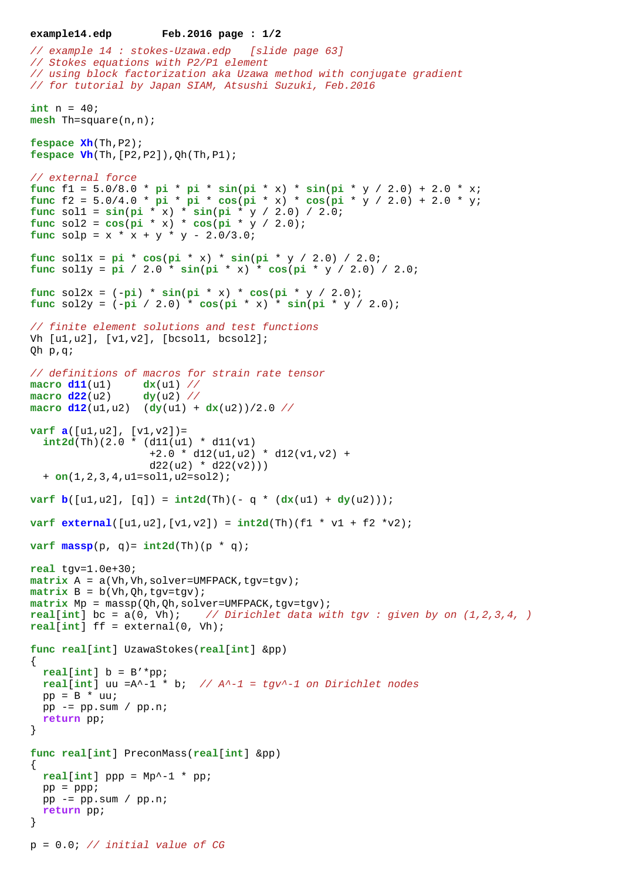```
// example 14 : stokes-Uzawa.edp   [slide page 63]
// Stokes equations with P2/P1 element
// using block factorization aka Uzawa method with conjugate gradient
// for tutorial by Japan SIAM, Atsushi Suzuki, Feb.2016

int n = 40;
mesh Th=square(n,n);

fespace Xh(Th,P2);
fespace Vh(Th,[P2,P2]),Qh(Th,P1);

// external force
func f1 = 5.0/8.0 * pi * pi * sin(pi * x) * sin(pi * y / 2.0) + 2.0 * x;
func f2 = 5.0/4.0 * pi * pi * cos(pi * x) * cos(pi * y / 2.0) + 2.0 * y;
func sol1 = sin(pi * x) * sin(pi * y / 2.0) / 2.0;
func sol2 = cos(pi * x) * cos(pi * y / 2.0);
func solp = x * x + y * y - 2.0/3.0;

func sol1x = pi * cos(pi * x) * sin(pi * y / 2.0) / 2.0;
func sol1y = pi / 2.0 * sin(pi * x) * cos(pi * y / 2.0) / 2.0;

func sol2x = (-pi) * sin(pi * x) * cos(pi * y / 2.0);
func sol2y = (-pi / 2.0) * cos(pi * x) * sin(pi * y / 2.0);

// finite element solutions and test functions
Vh [u1,u2], [v1,v2], [bcsol1, bcsol2];
Qh p,q;

// definitions of macros for strain rate tensor
macro d11(u1)     dx(u1) //
macro d22(u2)     dy(u2) //
macro d12(u1,u2)  (dy(u1) + dx(u2))/2.0 //

varf a([u1,u2], [v1,v2])=
  int2d(Th)(2.0 * (d11(u1) * d11(v1)
                  +2.0 * d12(u1,u2) * d12(v1,v2) +
                  d22(u2) * d22(v2)))
  + on(1,2,3,4,u1=sol1,u2=sol2);

varf b([u1,u2], [q]) = int2d(Th)(- q * (dx(u1) + dy(u2)));

varf external([u1,u2],[v1,v2]) = int2d(Th)(f1 * v1 + f2 *v2);

varf massp(p, q)= int2d(Th)(p * q);

real tgv=1.0e+30;
matrix A = a(Vh,Vh,solver=UMFPACK,tgv=tgv);
matrix B = b(Vh,Qh,tgv=tgv);
matrix Mp = massp(Qh,Qh,solver=UMFPACK,tgv=tgv);
real[int] bc = a(0, Vh);    // Dirichlet data with tgv : given by on (1,2,3,4, )
real[int] ff = external(0, Vh);

func real[int] UzawaStokes(real[int] &pp)
{
  real[int] b = B'*pp;
  real[int] uu =A^-1 * b;  // A^-1 = tgv^-1 on Dirichlet nodes
  pp = B * uu;
  pp -= pp.sum / pp.n;
  return pp;
}

func real[int] PreconMass(real[int] &pp)
{
  real[int] ppp = Mp^-1 * pp;
  pp = ppp;
  pp -= pp.sum / pp.n;
  return pp;
}

p = 0.0; // initial value of CG
```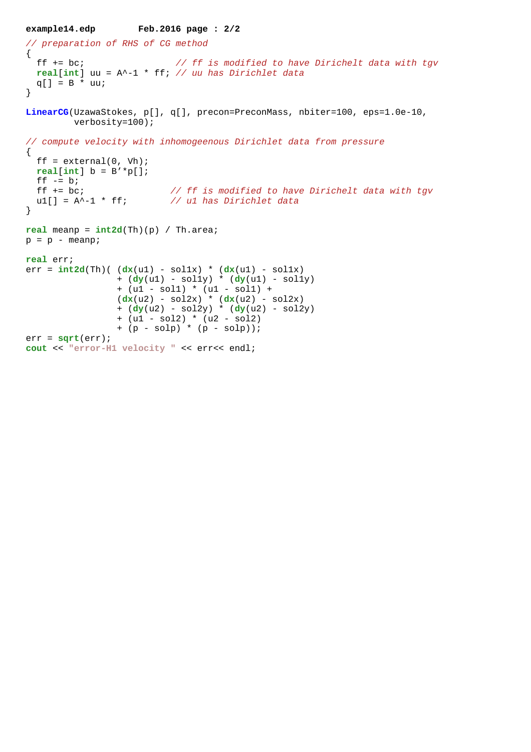```
// preparation of RHS of CG method
{
  ff += bc;                // ff is modified to have Dirichelt data with tgv
  real[int] uu = A^-1 * ff; // uu has Dirichlet data
  q[] = B * uu;
}

LinearCG(UzawaStokes, p[], q[], precon=PreconMass, nbiter=100, eps=1.0e-10,
         verbosity=100);

// compute velocity with inhomogeenous Dirichlet data from pressure
{
  ff = external(0, Vh);
  real[int] b = B'*p[];
  ff -= b;
  ff += bc;                // ff is modified to have Dirichelt data with tgv
  u1[] = A^-1 * ff;        // u1 has Dirichlet data
}

real meanp = int2d(Th)(p) / Th.area;
p = p - meanp;

real err;
err = int2d(Th)( (dx(u1) - sol1x) * (dx(u1) - sol1x)
                + (dy(u1) - sol1y) * (dy(u1) - sol1y)
                + (u1 - sol1) * (u1 - sol1) +
                (dx(u2) - sol2x) * (dx(u2) - sol2x)
                + (dy(u2) - sol2y) * (dy(u2) - sol2y)
                + (u1 - sol2) * (u2 - sol2)
                + (p - solp) * (p - solp));
err = sqrt(err);
cout << "error-H1 velocity " << err<< endl;
```